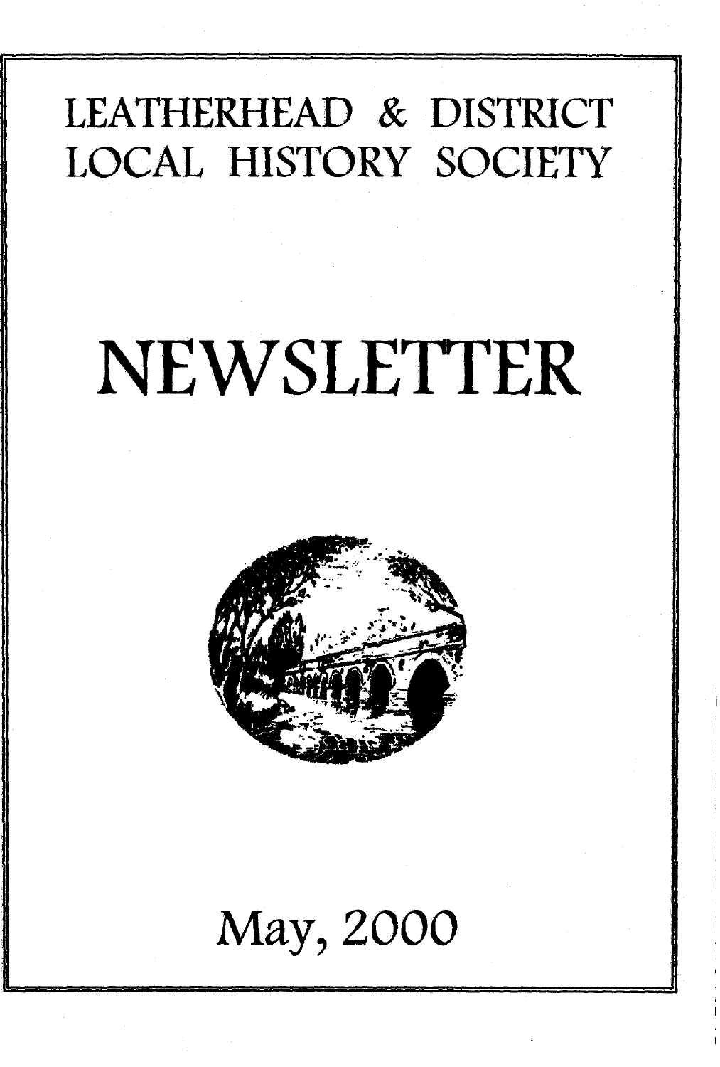# LEATHERHEAD & DISTRICT LOCAL HISTORY SOCIETY

# NEWSLETTER

May, 2000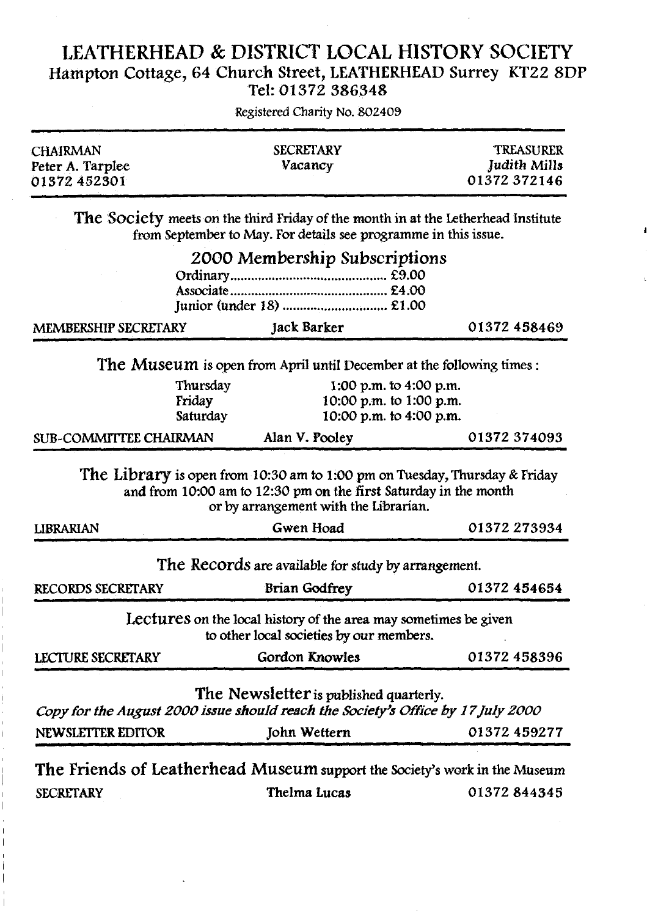# LEATHERHEAD & DISTRICT LOCAL HISTORY SOCIETY

Hampton Cottage, 64 Church Street, LEATHERHEAD Surrey KT22 8DP
Tel: 01372 386348

Registered Charity No. 802409

| CHAIRMAN | SECRETARY | TREASURER |
|---|---|---|
| Peter A. Tarplee | Vacancy | *Judith Mills* |
| 01372 452301 | | 01372 372146 |

**The Society** meets on the third Friday of the month in at the Letherhead Institute from September to May. For details see programme in this issue.

## 2000 Membership Subscriptions

Ordinary............................................ £9.00
Associate.......................................... £4.00
Junior (under 18) ............................. £1.00

MEMBERSHIP SECRETARY — Jack Barker — 01372 458469

**The Museum** is open from April until December at the following times:

| | |
|---|---|
| Thursday | 1:00 p.m. to 4:00 p.m. |
| Friday | 10:00 p.m. to 1:00 p.m. |
| Saturday | 10:00 p.m. to 4:00 p.m. |

SUB-COMMITTEE CHAIRMAN — Alan V. Pooley — 01372 374093

**The Library** is open from 10:30 am to 1:00 pm on Tuesday, Thursday & Friday and from 10:00 am to 12:30 pm on the first Saturday in the month or by arrangement with the Librarian.

LIBRARIAN — Gwen Hoad — 01372 273934

**The Records** are available for study by arrangement.

RECORDS SECRETARY — Brian Godfrey — 01372 454654

**Lectures** on the local history of the area may sometimes be given to other local societies by our members.

LECTURE SECRETARY — Gordon Knowles — 01372 458396

**The Newsletter** is published quarterly.
*Copy for the August 2000 issue should reach the Society's Office by 17 July 2000*

NEWSLETTER EDITOR — John Wettern — 01372 459277

**The Friends of Leatherhead Museum** support the Society's work in the Museum

SECRETARY — Thelma Lucas — 01372 844345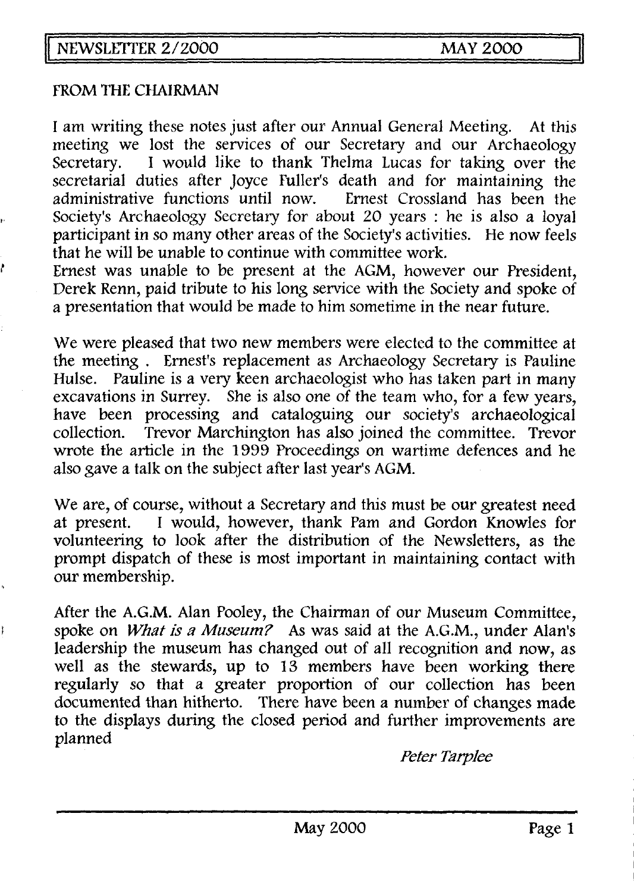## FROM THE CHAIRMAN

I am writing these notes just after our Annual General Meeting. At this meeting we lost the services of our Secretary and our Archaeology Secretary. I would like to thank Thelma Lucas for taking over the secretarial duties after Joyce Fuller's death and for maintaining the administrative functions until now. Ernest Crossland has been the Society's Archaeology Secretary for about 20 years : he is also a loyal participant in so many other areas of the Society's activities. He now feels that he will be unable to continue with committee work.

Ernest was unable to be present at the AGM, however our President, Derek Renn, paid tribute to his long service with the Society and spoke of a presentation that would be made to him sometime in the near future.

We were pleased that two new members were elected to the committee at the meeting . Ernest's replacement as Archaeology Secretary is Pauline Hulse. Pauline is a very keen archaeologist who has taken part in many excavations in Surrey. She is also one of the team who, for a few years, have been processing and cataloguing our society's archaeological collection. Trevor Marchington has also joined the committee. Trevor wrote the article in the 1999 Proceedings on wartime defences and he also gave a talk on the subject after last year's AGM.

We are, of course, without a Secretary and this must be our greatest need at present. I would, however, thank Pam and Gordon Knowles for volunteering to look after the distribution of the Newsletters, as the prompt dispatch of these is most important in maintaining contact with our membership.

After the A.G.M. Alan Pooley, the Chairman of our Museum Committee, spoke on *What is a Museum?* As was said at the A.G.M., under Alan's leadership the museum has changed out of all recognition and now, as well as the stewards, up to 13 members have been working there regularly so that a greater proportion of our collection has been documented than hitherto. There have been a number of changes made to the displays during the closed period and further improvements are planned

*Peter Tarplee*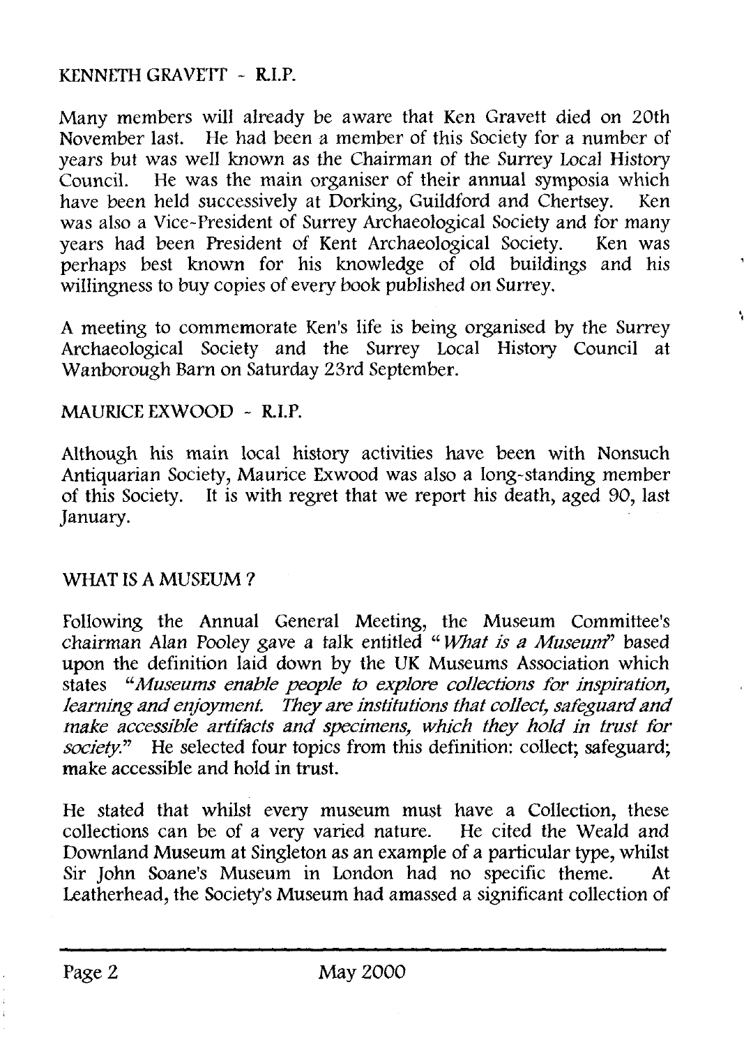## KENNETH GRAVETT - R.I.P.

Many members will already be aware that Ken Gravett died on 20th November last. He had been a member of this Society for a number of years but was well known as the Chairman of the Surrey Local History Council. He was the main organiser of their annual symposia which have been held successively at Dorking, Guildford and Chertsey. Ken was also a Vice-President of Surrey Archaeological Society and for many years had been President of Kent Archaeological Society. Ken was perhaps best known for his knowledge of old buildings and his willingness to buy copies of every book published on Surrey.

A meeting to commemorate Ken's life is being organised by the Surrey Archaeological Society and the Surrey Local History Council at Wanborough Barn on Saturday 23rd September.

## MAURICE EXWOOD - R.I.P.

Although his main local history activities have been with Nonsuch Antiquarian Society, Maurice Exwood was also a long-standing member of this Society. It is with regret that we report his death, aged 90, last January.

## WHAT IS A MUSEUM ?

Following the Annual General Meeting, the Museum Committee's chairman Alan Pooley gave a talk entitled "*What is a Museum*" based upon the definition laid down by the UK Museums Association which states "*Museums enable people to explore collections for inspiration, learning and enjoyment. They are institutions that collect, safeguard and make accessible artifacts and specimens, which they hold in trust for society.*" He selected four topics from this definition: collect; safeguard; make accessible and hold in trust.

He stated that whilst every museum must have a Collection, these collections can be of a very varied nature. He cited the Weald and Downland Museum at Singleton as an example of a particular type, whilst Sir John Soane's Museum in London had no specific theme. At Leatherhead, the Society's Museum had amassed a significant collection of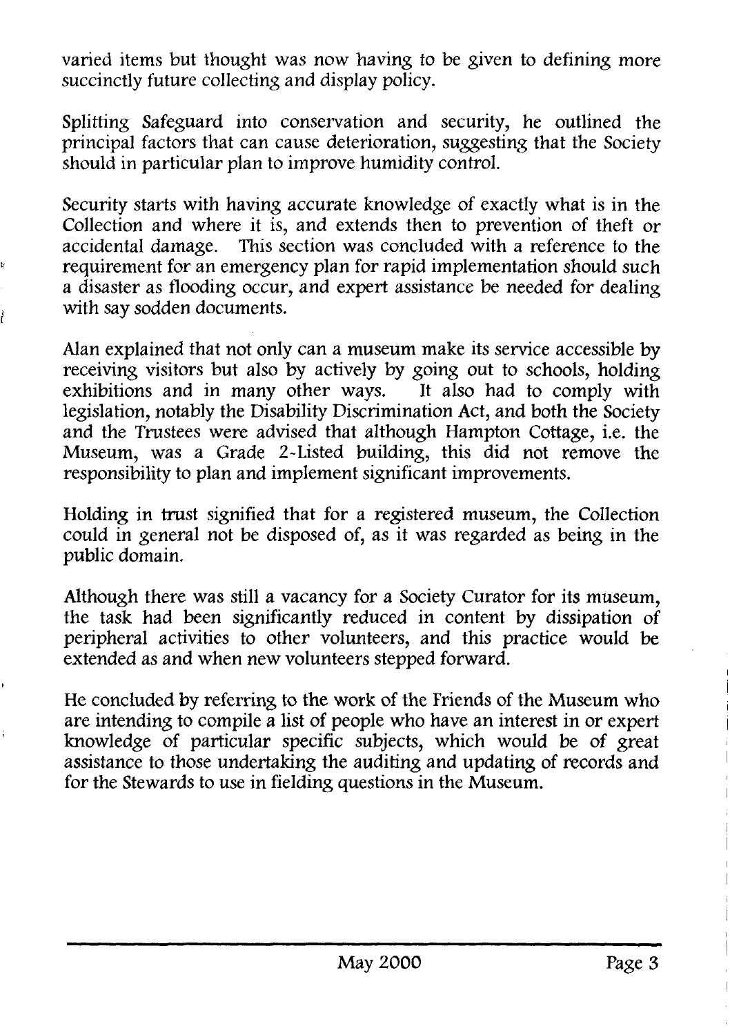varied items but thought was now having to be given to defining more succinctly future collecting and display policy.

Splitting Safeguard into conservation and security, he outlined the principal factors that can cause deterioration, suggesting that the Society should in particular plan to improve humidity control.

Security starts with having accurate knowledge of exactly what is in the Collection and where it is, and extends then to prevention of theft or accidental damage. This section was concluded with a reference to the requirement for an emergency plan for rapid implementation should such a disaster as flooding occur, and expert assistance be needed for dealing with say sodden documents.

Alan explained that not only can a museum make its service accessible by receiving visitors but also by actively by going out to schools, holding exhibitions and in many other ways. It also had to comply with legislation, notably the Disability Discrimination Act, and both the Society and the Trustees were advised that although Hampton Cottage, i.e. the Museum, was a Grade 2-Listed building, this did not remove the responsibility to plan and implement significant improvements.

Holding in trust signified that for a registered museum, the Collection could in general not be disposed of, as it was regarded as being in the public domain.

Although there was still a vacancy for a Society Curator for its museum, the task had been significantly reduced in content by dissipation of peripheral activities to other volunteers, and this practice would be extended as and when new volunteers stepped forward.

He concluded by referring to the work of the Friends of the Museum who are intending to compile a list of people who have an interest in or expert knowledge of particular specific subjects, which would be of great assistance to those undertaking the auditing and updating of records and for the Stewards to use in fielding questions in the Museum.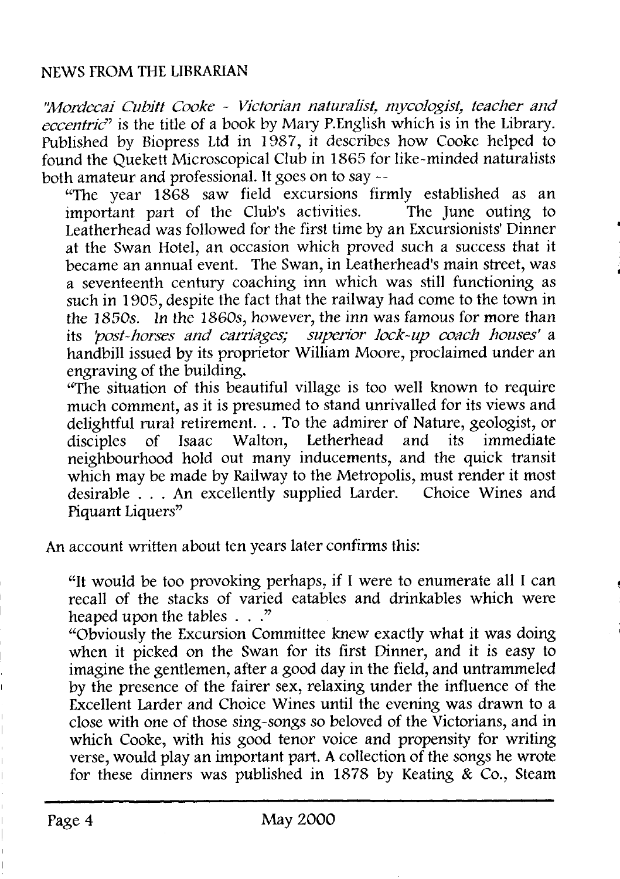## NEWS FROM THE LIBRARIAN

*"Mordecai Cubitt Cooke - Victorian naturalist, mycologist, teacher and eccentric"* is the title of a book by Mary P.English which is in the Library. Published by Biopress Ltd in 1987, it describes how Cooke helped to found the Quekett Microscopical Club in 1865 for like-minded naturalists both amateur and professional. It goes on to say --

"The year 1868 saw field excursions firmly established as an important part of the Club's activities. The June outing to Leatherhead was followed for the first time by an Excursionists' Dinner at the Swan Hotel, an occasion which proved such a success that it became an annual event. The Swan, in Leatherhead's main street, was a seventeenth century coaching inn which was still functioning as such in 1905, despite the fact that the railway had come to the town in the 1850s. In the 1860s, however, the inn was famous for more than its *'post-horses and carriages; superior lock-up coach houses'* a handbill issued by its proprietor William Moore, proclaimed under an engraving of the building.

"The situation of this beautiful village is too well known to require much comment, as it is presumed to stand unrivalled for its views and delightful rural retirement. . . To the admirer of Nature, geologist, or disciples of Isaac Walton, Letherhead and its immediate neighbourhood hold out many inducements, and the quick transit which may be made by Railway to the Metropolis, must render it most desirable . . . An excellently supplied Larder. Choice Wines and Piquant Liquers"

An account written about ten years later confirms this:

"It would be too provoking perhaps, if I were to enumerate all I can recall of the stacks of varied eatables and drinkables which were heaped upon the tables . . ."

"Obviously the Excursion Committee knew exactly what it was doing when it picked on the Swan for its first Dinner, and it is easy to imagine the gentlemen, after a good day in the field, and untrammeled by the presence of the fairer sex, relaxing under the influence of the Excellent Larder and Choice Wines until the evening was drawn to a close with one of those sing-songs so beloved of the Victorians, and in which Cooke, with his good tenor voice and propensity for writing verse, would play an important part. A collection of the songs he wrote for these dinners was published in 1878 by Keating & Co., Steam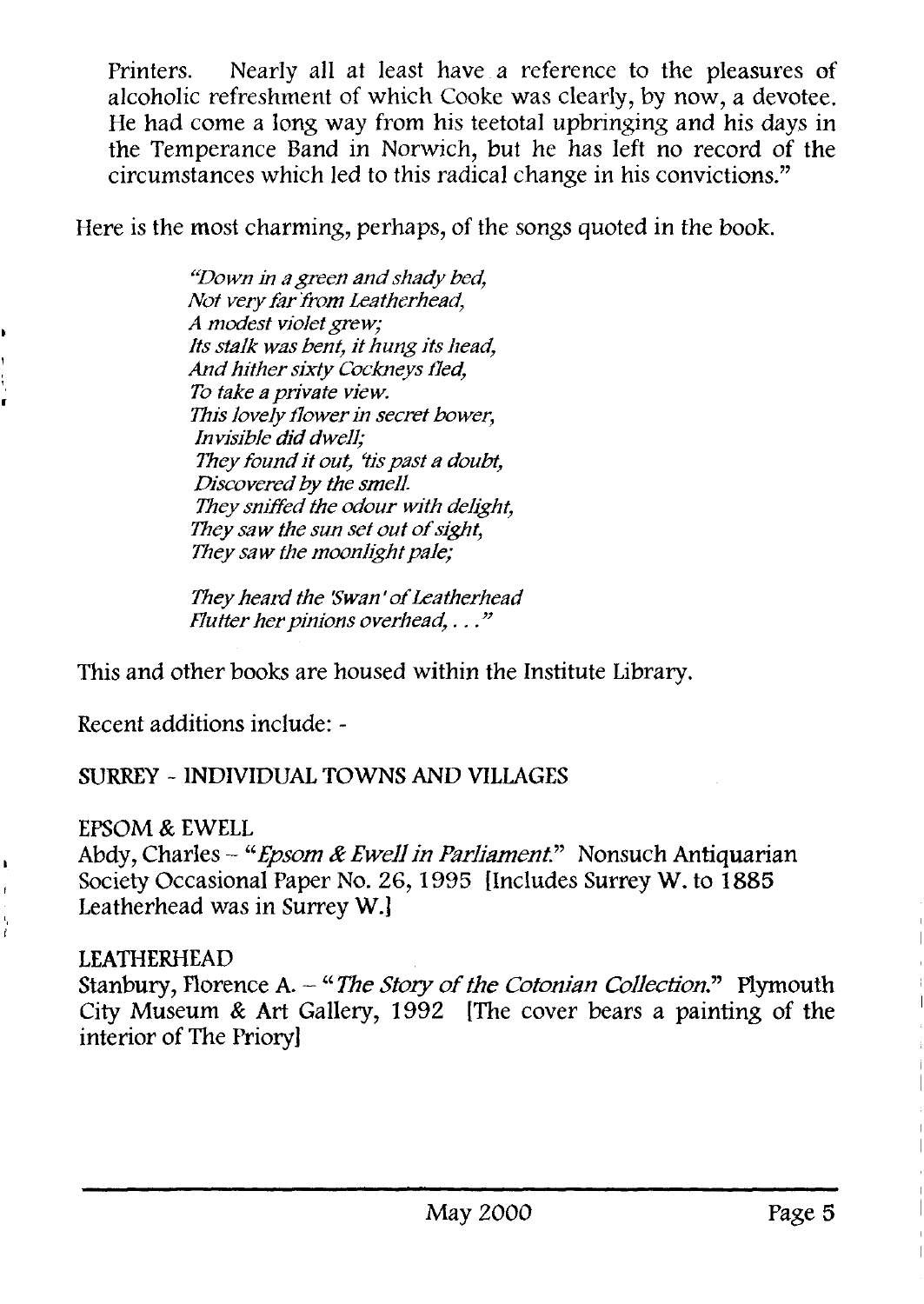Printers. Nearly all at least have a reference to the pleasures of alcoholic refreshment of which Cooke was clearly, by now, a devotee. He had come a long way from his teetotal upbringing and his days in the Temperance Band in Norwich, but he has left no record of the circumstances which led to this radical change in his convictions."

Here is the most charming, perhaps, of the songs quoted in the book.

> *"Down in a green and shady bed,*
> *Not very far from Leatherhead,*
> *A modest violet grew;*
> *Its stalk was bent, it hung its head,*
> *And hither sixty Cockneys fled,*
> *To take a private view.*
> *This lovely flower in secret bower,*
> *Invisible did dwell;*
> *They found it out, 'tis past a doubt,*
> *Discovered by the smell.*
> *They sniffed the odour with delight,*
> *They saw the sun set out of sight,*
> *They saw the moonlight pale;*
>
> *They heard the 'Swan' of Leatherhead*
> *Flutter her pinions overhead, . . ."*

This and other books are housed within the Institute Library.

Recent additions include: -

SURREY - INDIVIDUAL TOWNS AND VILLAGES

EPSOM & EWELL

Abdy, Charles – "*Epsom & Ewell in Parliament.*" Nonsuch Antiquarian Society Occasional Paper No. 26, 1995 [Includes Surrey W. to 1885 Leatherhead was in Surrey W.]

LEATHERHEAD

Stanbury, Florence A. – "*The Story of the Cotonian Collection.*" Plymouth City Museum & Art Gallery, 1992 [The cover bears a painting of the interior of The Priory]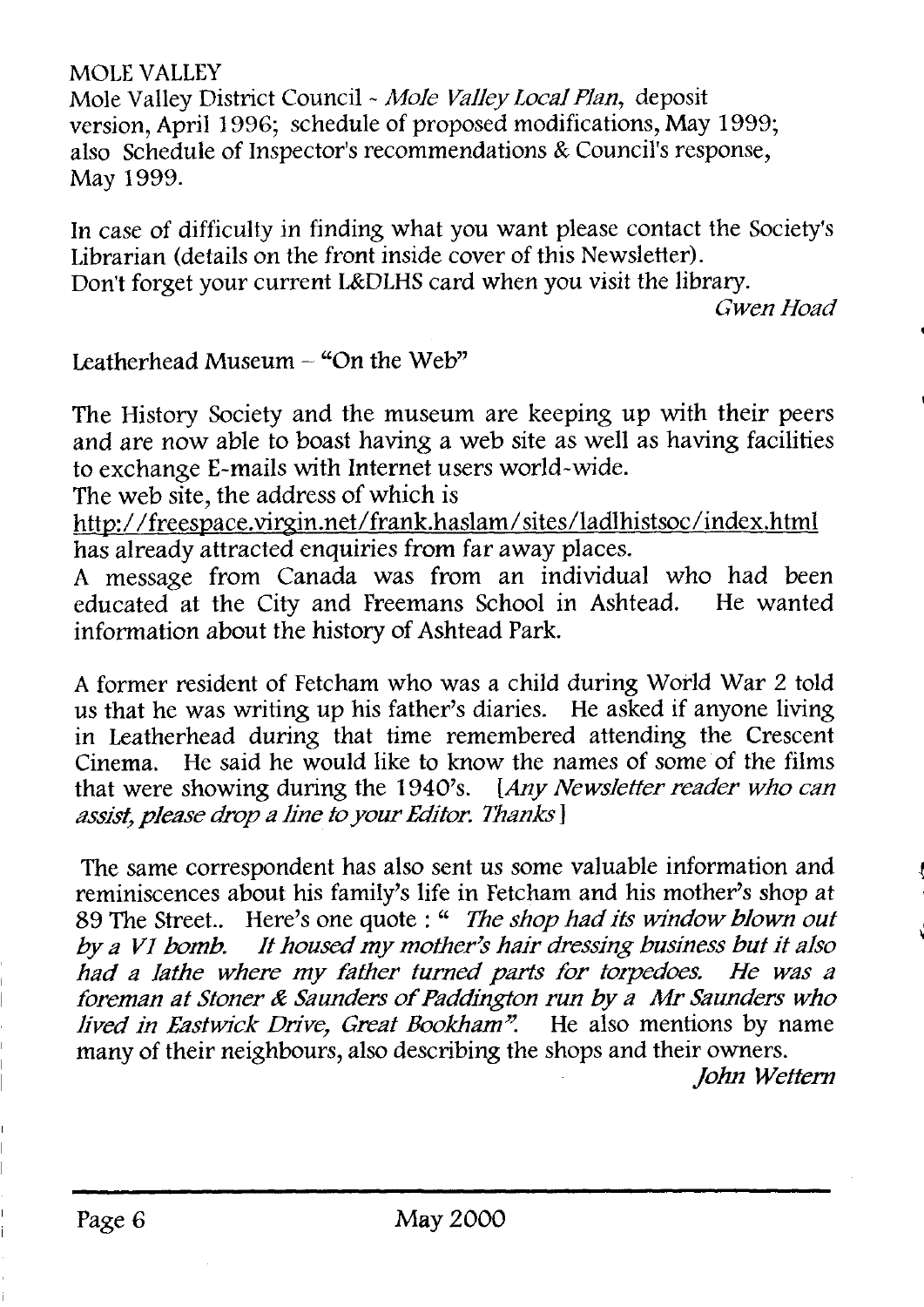MOLE VALLEY

Mole Valley District Council - *Mole Valley Local Plan,* deposit version, April 1996; schedule of proposed modifications, May 1999; also Schedule of Inspector's recommendations & Council's response, May 1999.

In case of difficulty in finding what you want please contact the Society's Librarian (details on the front inside cover of this Newsletter).
Don't forget your current L&DLHS card when you visit the library.

*Gwen Hoad*

Leatherhead Museum – "On the Web"

The History Society and the museum are keeping up with their peers and are now able to boast having a web site as well as having facilities to exchange E-mails with Internet users world-wide.
The web site, the address of which is
http://freespace.virgin.net/frank.haslam/sites/ladlhistsoc/index.html
has already attracted enquiries from far away places.
A message from Canada was from an individual who had been educated at the City and Freemans School in Ashtead. He wanted information about the history of Ashtead Park.

A former resident of Fetcham who was a child during World War 2 told us that he was writing up his father's diaries. He asked if anyone living in Leatherhead during that time remembered attending the Crescent Cinema. He said he would like to know the names of some of the films that were showing during the 1940's. [*Any Newsletter reader who can assist, please drop a line to your Editor. Thanks*]

The same correspondent has also sent us some valuable information and reminiscences about his family's life in Fetcham and his mother's shop at 89 The Street.. Here's one quote : " *The shop had its window blown out by a V1 bomb. It housed my mother's hair dressing business but it also had a lathe where my father turned parts for torpedoes. He was a foreman at Stoner & Saunders of Paddington run by a Mr Saunders who lived in Eastwick Drive, Great Bookham".* He also mentions by name many of their neighbours, also describing the shops and their owners.

*John Wettern*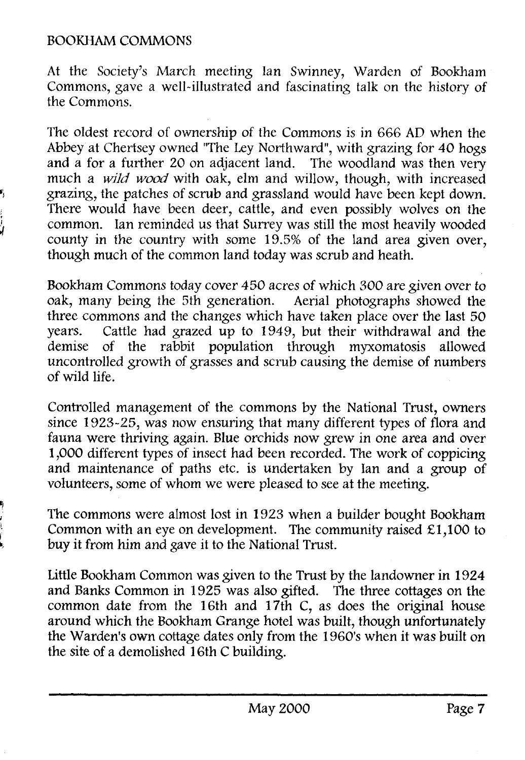## BOOKHAM COMMONS

At the Society's March meeting Ian Swinney, Warden of Bookham Commons, gave a well-illustrated and fascinating talk on the history of the Commons.

The oldest record of ownership of the Commons is in 666 AD when the Abbey at Chertsey owned "The Ley Northward", with grazing for 40 hogs and a for a further 20 on adjacent land. The woodland was then very much a *wild wood* with oak, elm and willow, though, with increased grazing, the patches of scrub and grassland would have been kept down. There would have been deer, cattle, and even possibly wolves on the common. Ian reminded us that Surrey was still the most heavily wooded county in the country with some 19.5% of the land area given over, though much of the common land today was scrub and heath.

Bookham Commons today cover 450 acres of which 300 are given over to oak, many being the 5th generation. Aerial photographs showed the three commons and the changes which have taken place over the last 50 years. Cattle had grazed up to 1949, but their withdrawal and the demise of the rabbit population through myxomatosis allowed uncontrolled growth of grasses and scrub causing the demise of numbers of wild life.

Controlled management of the commons by the National Trust, owners since 1923-25, was now ensuring that many different types of flora and fauna were thriving again. Blue orchids now grew in one area and over 1,000 different types of insect had been recorded. The work of coppicing and maintenance of paths etc. is undertaken by Ian and a group of volunteers, some of whom we were pleased to see at the meeting.

The commons were almost lost in 1923 when a builder bought Bookham Common with an eye on development. The community raised £1,100 to buy it from him and gave it to the National Trust.

Little Bookham Common was given to the Trust by the landowner in 1924 and Banks Common in 1925 was also gifted. The three cottages on the common date from the 16th and 17th C, as does the original house around which the Bookham Grange hotel was built, though unfortunately the Warden's own cottage dates only from the 1960's when it was built on the site of a demolished 16th C building.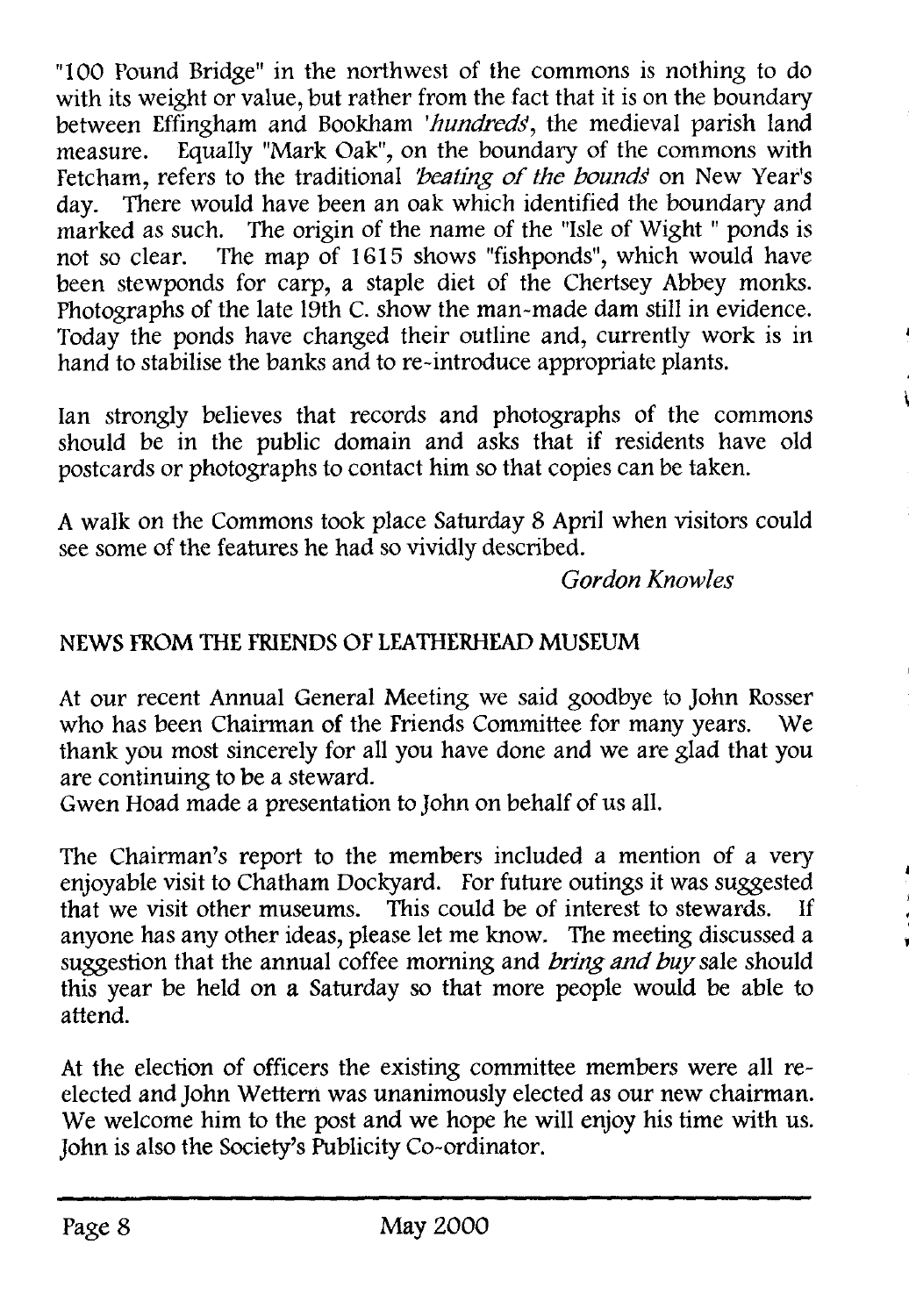"100 Pound Bridge" in the northwest of the commons is nothing to do with its weight or value, but rather from the fact that it is on the boundary between Effingham and Bookham '*hundreds*', the medieval parish land measure. Equally "Mark Oak", on the boundary of the commons with Fetcham, refers to the traditional '*beating of the bounds*' on New Year's day. There would have been an oak which identified the boundary and marked as such. The origin of the name of the "Isle of Wight " ponds is not so clear. The map of 1615 shows "fishponds", which would have been stewponds for carp, a staple diet of the Chertsey Abbey monks. Photographs of the late 19th C. show the man-made dam still in evidence. Today the ponds have changed their outline and, currently work is in hand to stabilise the banks and to re-introduce appropriate plants.

Ian strongly believes that records and photographs of the commons should be in the public domain and asks that if residents have old postcards or photographs to contact him so that copies can be taken.

A walk on the Commons took place Saturday 8 April when visitors could see some of the features he had so vividly described.

*Gordon Knowles*

## NEWS FROM THE FRIENDS OF LEATHERHEAD MUSEUM

At our recent Annual General Meeting we said goodbye to John Rosser who has been Chairman of the Friends Committee for many years. We thank you most sincerely for all you have done and we are glad that you are continuing to be a steward.
Gwen Hoad made a presentation to John on behalf of us all.

The Chairman's report to the members included a mention of a very enjoyable visit to Chatham Dockyard. For future outings it was suggested that we visit other museums. This could be of interest to stewards. If anyone has any other ideas, please let me know. The meeting discussed a suggestion that the annual coffee morning and *bring and buy* sale should this year be held on a Saturday so that more people would be able to attend.

At the election of officers the existing committee members were all re-elected and John Wettern was unanimously elected as our new chairman. We welcome him to the post and we hope he will enjoy his time with us. John is also the Society's Publicity Co-ordinator.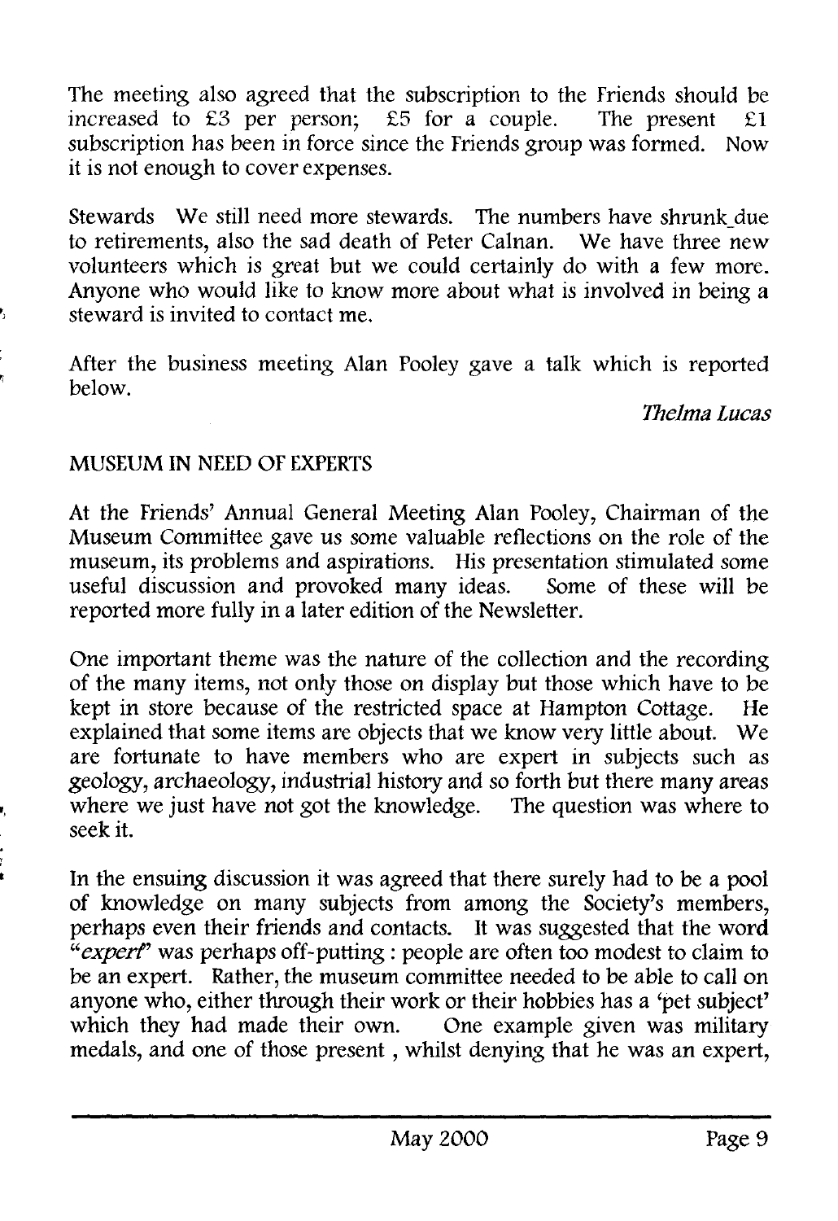The meeting also agreed that the subscription to the Friends should be increased to £3 per person; £5 for a couple. The present £1 subscription has been in force since the Friends group was formed. Now it is not enough to cover expenses.

Stewards We still need more stewards. The numbers have shrunk due to retirements, also the sad death of Peter Calnan. We have three new volunteers which is great but we could certainly do with a few more. Anyone who would like to know more about what is involved in being a steward is invited to contact me.

After the business meeting Alan Pooley gave a talk which is reported below.

*Thelma Lucas*

## MUSEUM IN NEED OF EXPERTS

At the Friends' Annual General Meeting Alan Pooley, Chairman of the Museum Committee gave us some valuable reflections on the role of the museum, its problems and aspirations. His presentation stimulated some useful discussion and provoked many ideas. Some of these will be reported more fully in a later edition of the Newsletter.

One important theme was the nature of the collection and the recording of the many items, not only those on display but those which have to be kept in store because of the restricted space at Hampton Cottage. He explained that some items are objects that we know very little about. We are fortunate to have members who are expert in subjects such as geology, archaeology, industrial history and so forth but there many areas where we just have not got the knowledge. The question was where to seek it.

In the ensuing discussion it was agreed that there surely had to be a pool of knowledge on many subjects from among the Society's members, perhaps even their friends and contacts. It was suggested that the word "*expert*" was perhaps off-putting : people are often too modest to claim to be an expert. Rather, the museum committee needed to be able to call on anyone who, either through their work or their hobbies has a 'pet subject' which they had made their own. One example given was military medals, and one of those present , whilst denying that he was an expert,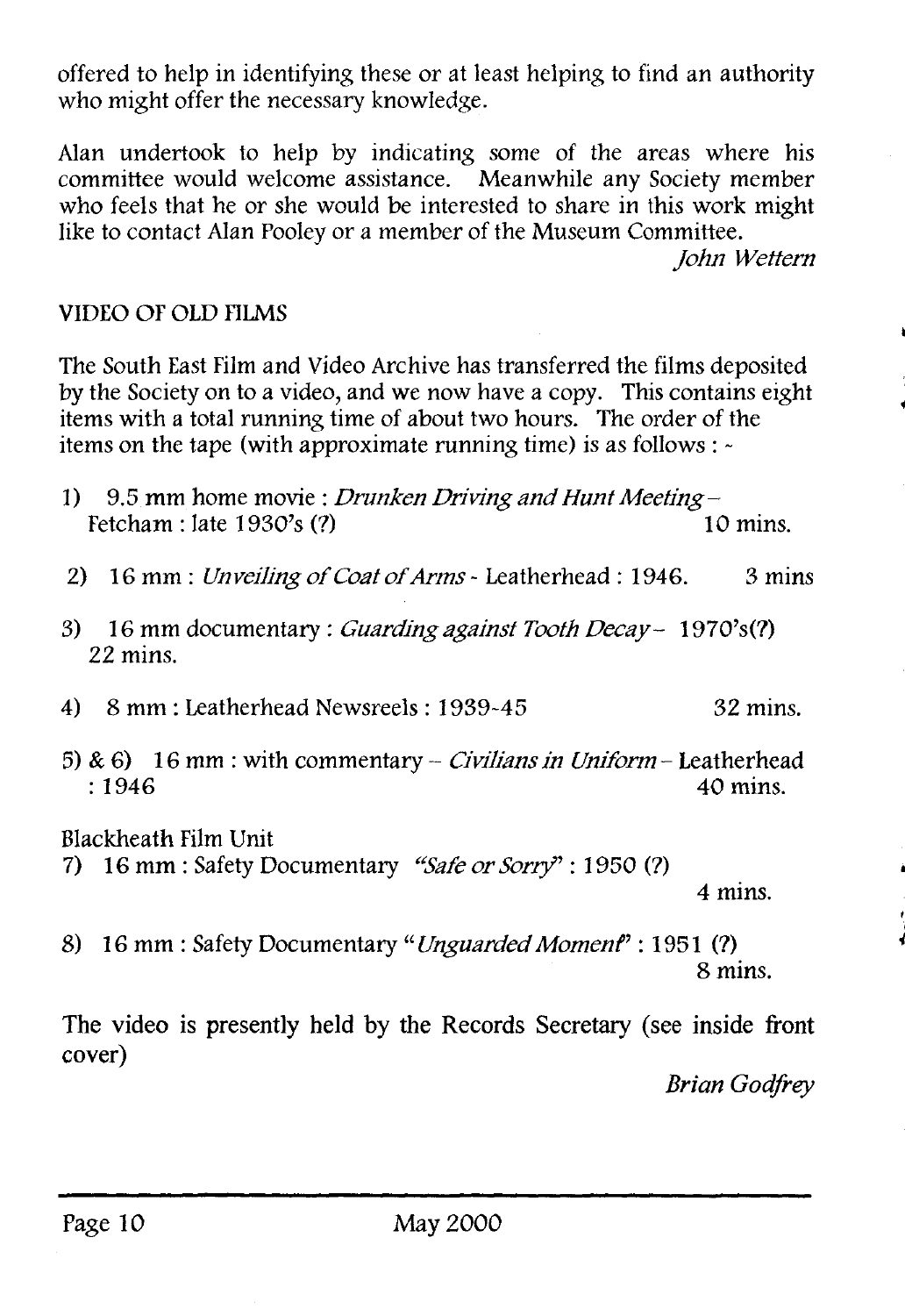offered to help in identifying these or at least helping to find an authority who might offer the necessary knowledge.

Alan undertook to help by indicating some of the areas where his committee would welcome assistance. Meanwhile any Society member who feels that he or she would be interested to share in this work might like to contact Alan Pooley or a member of the Museum Committee.

*John Wettern*

## VIDEO OF OLD FILMS

The South East Film and Video Archive has transferred the films deposited by the Society on to a video, and we now have a copy. This contains eight items with a total running time of about two hours. The order of the items on the tape (with approximate running time) is as follows : -

1) 9.5 mm home movie : *Drunken Driving and Hunt Meeting* – Fetcham : late 1930's (?) 10 mins.

2) 16 mm : *Unveiling of Coat of Arms* - Leatherhead : 1946. 3 mins

3) 16 mm documentary : *Guarding against Tooth Decay* – 1970's(?) 22 mins.

4) 8 mm : Leatherhead Newsreels : 1939-45 32 mins.

5) & 6) 16 mm : with commentary – *Civilians in Uniform* – Leatherhead : 1946 40 mins.

Blackheath Film Unit

7) 16 mm : Safety Documentary *"Safe or Sorry"* : 1950 (?) 4 mins.

8) 16 mm : Safety Documentary "*Unguarded Moment*" : 1951 (?) 8 mins.

The video is presently held by the Records Secretary (see inside front cover)

*Brian Godfrey*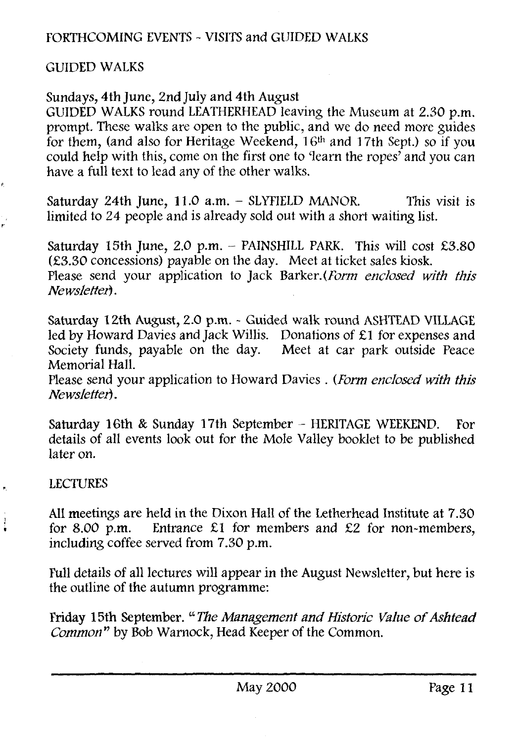## FORTHCOMING EVENTS - VISITS and GUIDED WALKS

### GUIDED WALKS

Sundays, 4th June, 2nd July and 4th August
GUIDED WALKS round LEATHERHEAD leaving the Museum at 2.30 p.m. prompt. These walks are open to the public, and we do need more guides for them, (and also for Heritage Weekend, 16th and 17th Sept.) so if you could help with this, come on the first one to 'learn the ropes' and you can have a full text to lead any of the other walks.

Saturday 24th June, 11.0 a.m. – SLYFIELD MANOR. This visit is limited to 24 people and is already sold out with a short waiting list.

Saturday 15th June, 2.0 p.m. – PAINSHILL PARK. This will cost £3.80 (£3.30 concessions) payable on the day. Meet at ticket sales kiosk.
Please send your application to Jack Barker.*(Form enclosed with this Newsletter)*.

Saturday 12th August, 2.0 p.m. - Guided walk round ASHTEAD VILLAGE led by Howard Davies and Jack Willis. Donations of £1 for expenses and Society funds, payable on the day. Meet at car park outside Peace Memorial Hall.
Please send your application to Howard Davies . *(Form enclosed with this Newsletter)*.

Saturday 16th & Sunday 17th September – HERITAGE WEEKEND. For details of all events look out for the Mole Valley booklet to be published later on.

### LECTURES

All meetings are held in the Dixon Hall of the Letherhead Institute at 7.30 for 8.00 p.m. Entrance £1 for members and £2 for non-members, including coffee served from 7.30 p.m.

Full details of all lectures will appear in the August Newsletter, but here is the outline of the autumn programme:

Friday 15th September. "*The Management and Historic Value of Ashtead Common*" by Bob Warnock, Head Keeper of the Common.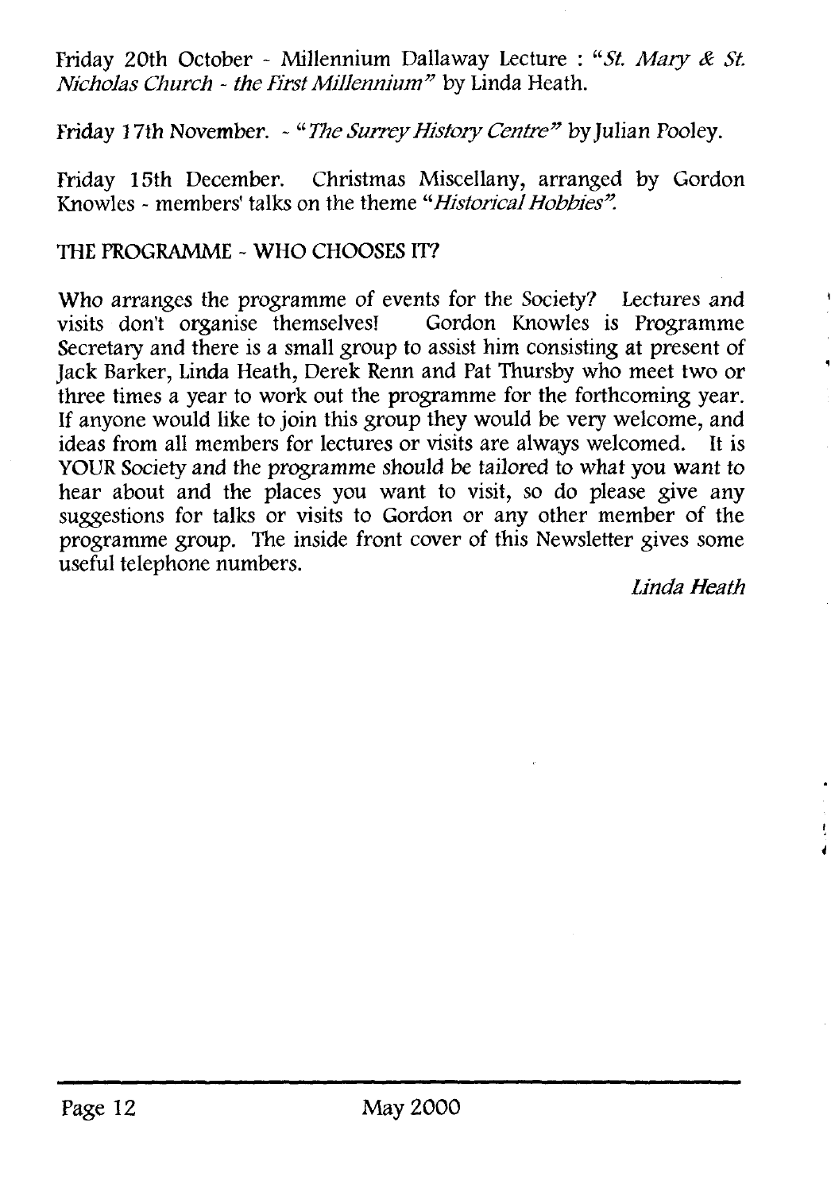Friday 20th October - Millennium Dallaway Lecture : "*St. Mary & St. Nicholas Church - the First Millennium*" by Linda Heath.

Friday 17th November. - "*The Surrey History Centre*" by Julian Pooley.

Friday 15th December. Christmas Miscellany, arranged by Gordon Knowles - members' talks on the theme "*Historical Hobbies*".

## THE PROGRAMME - WHO CHOOSES IT?

Who arranges the programme of events for the Society? Lectures and visits don't organise themselves! Gordon Knowles is Programme Secretary and there is a small group to assist him consisting at present of Jack Barker, Linda Heath, Derek Renn and Pat Thursby who meet two or three times a year to work out the programme for the forthcoming year. If anyone would like to join this group they would be very welcome, and ideas from all members for lectures or visits are always welcomed. It is YOUR Society and the programme should be tailored to what you want to hear about and the places you want to visit, so do please give any suggestions for talks or visits to Gordon or any other member of the programme group. The inside front cover of this Newsletter gives some useful telephone numbers.

*Linda Heath*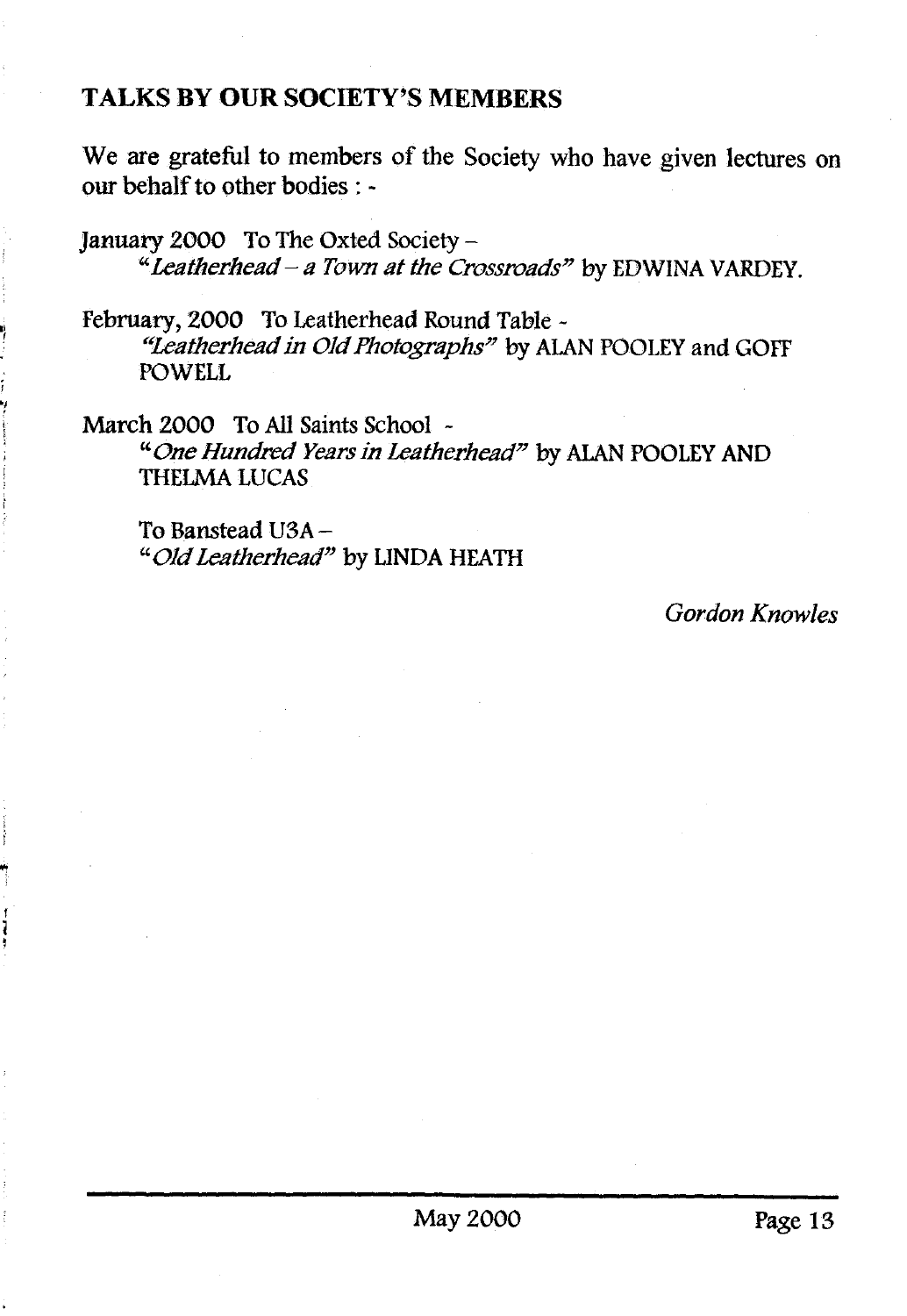## TALKS BY OUR SOCIETY'S MEMBERS

We are grateful to members of the Society who have given lectures on our behalf to other bodies : -

January 2000 To The Oxted Society –
"*Leatherhead – a Town at the Crossroads*" by EDWINA VARDEY.

February, 2000 To Leatherhead Round Table -
"*Leatherhead in Old Photographs*" by ALAN POOLEY and GOFF POWELL

March 2000 To All Saints School -
"*One Hundred Years in Leatherhead*" by ALAN POOLEY AND THELMA LUCAS

To Banstead U3A –
"*Old Leatherhead*" by LINDA HEATH

*Gordon Knowles*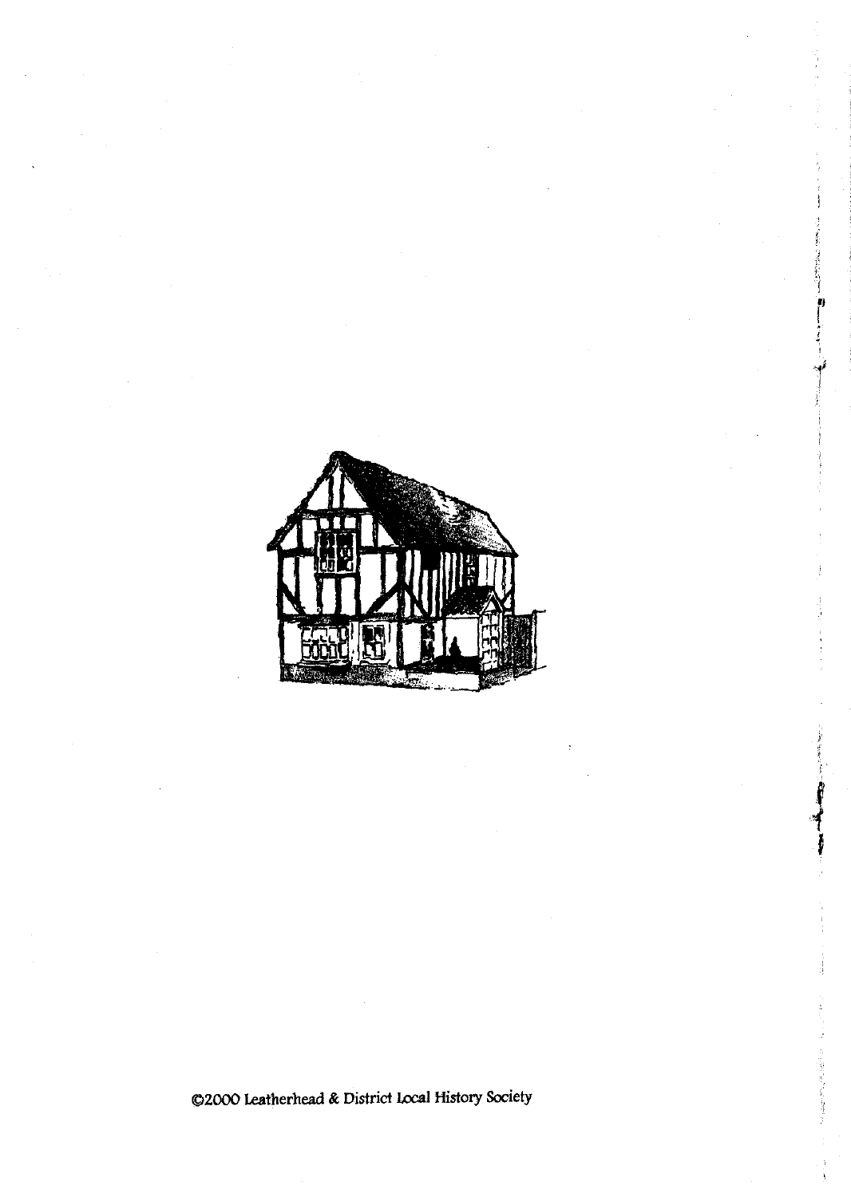©2000 Leatherhead & District Local History Society